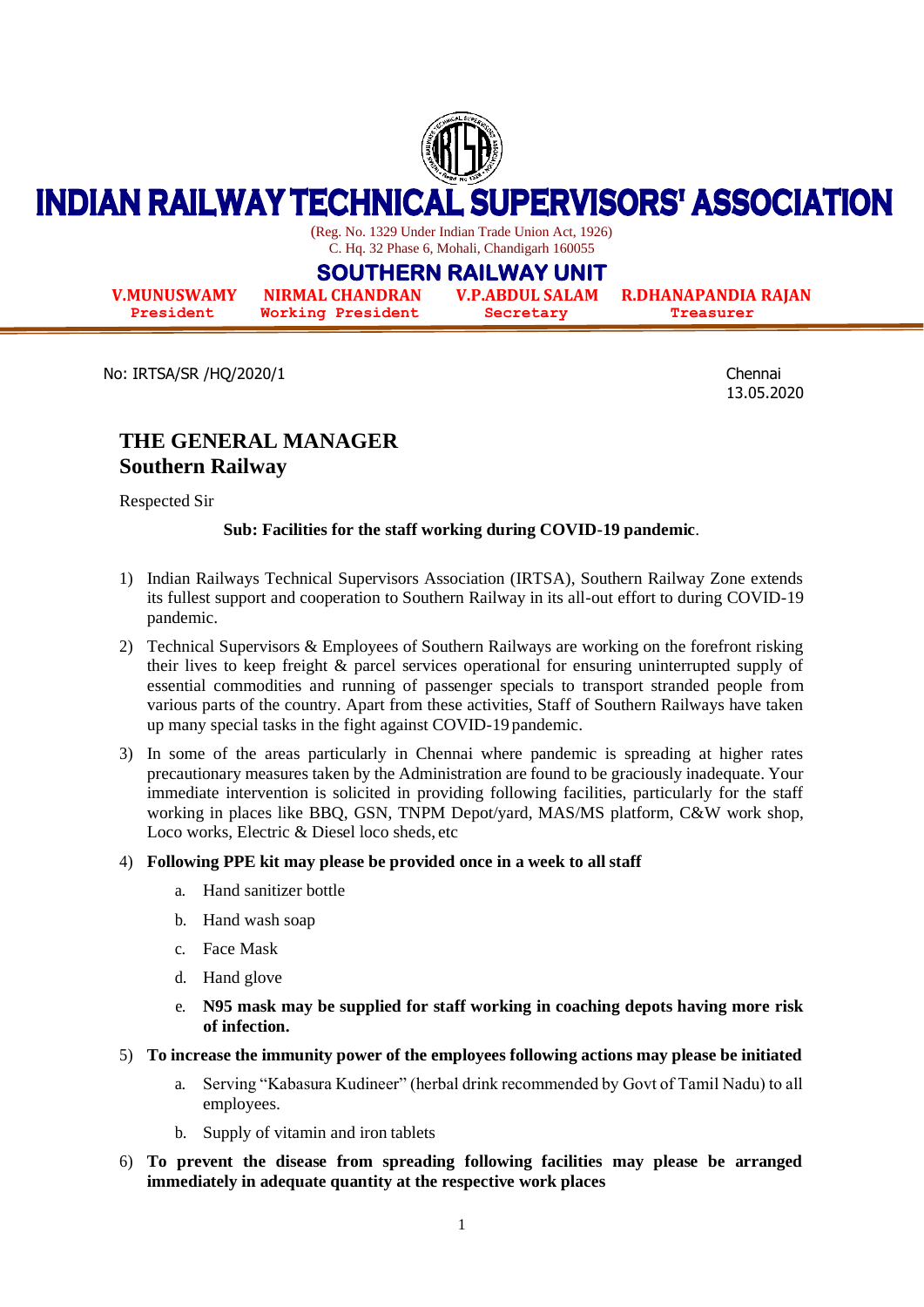# INDIAN RAILWAY TECHNICAL SUPERVISORS' ASSOCIATION

(Reg. No. 1329 Under Indian Trade Union Act, 1926)
C. Hq. 32 Phase 6, Mohali, Chandigarh 160055

## SOUTHERN RAILWAY UNIT

| V.MUNUSWAMY | NIRMAL CHANDRAN | V.P.ABDUL SALAM | R.DHANAPANDIA RAJAN |
|---|---|---|---|
| President | Working President | Secretary | Treasurer |

No: IRTSA/SR /HQ/2020/1

Chennai
13.05.2020

**THE GENERAL MANAGER**
**Southern Railway**

Respected Sir

**Sub: Facilities for the staff working during COVID-19 pandemic**.

1) Indian Railways Technical Supervisors Association (IRTSA), Southern Railway Zone extends its fullest support and cooperation to Southern Railway in its all-out effort to during COVID-19 pandemic.

2) Technical Supervisors & Employees of Southern Railways are working on the forefront risking their lives to keep freight & parcel services operational for ensuring uninterrupted supply of essential commodities and running of passenger specials to transport stranded people from various parts of the country. Apart from these activities, Staff of Southern Railways have taken up many special tasks in the fight against COVID-19 pandemic.

3) In some of the areas particularly in Chennai where pandemic is spreading at higher rates precautionary measures taken by the Administration are found to be graciously inadequate. Your immediate intervention is solicited in providing following facilities, particularly for the staff working in places like BBQ, GSN, TNPM Depot/yard, MAS/MS platform, C&W work shop, Loco works, Electric & Diesel loco sheds, etc

4) **Following PPE kit may please be provided once in a week to all staff**
   a. Hand sanitizer bottle
   b. Hand wash soap
   c. Face Mask
   d. Hand glove
   e. **N95 mask may be supplied for staff working in coaching depots having more risk of infection.**

5) **To increase the immunity power of the employees following actions may please be initiated**
   a. Serving "Kabasura Kudineer" (herbal drink recommended by Govt of Tamil Nadu) to all employees.
   b. Supply of vitamin and iron tablets

6) **To prevent the disease from spreading following facilities may please be arranged immediately in adequate quantity at the respective work places**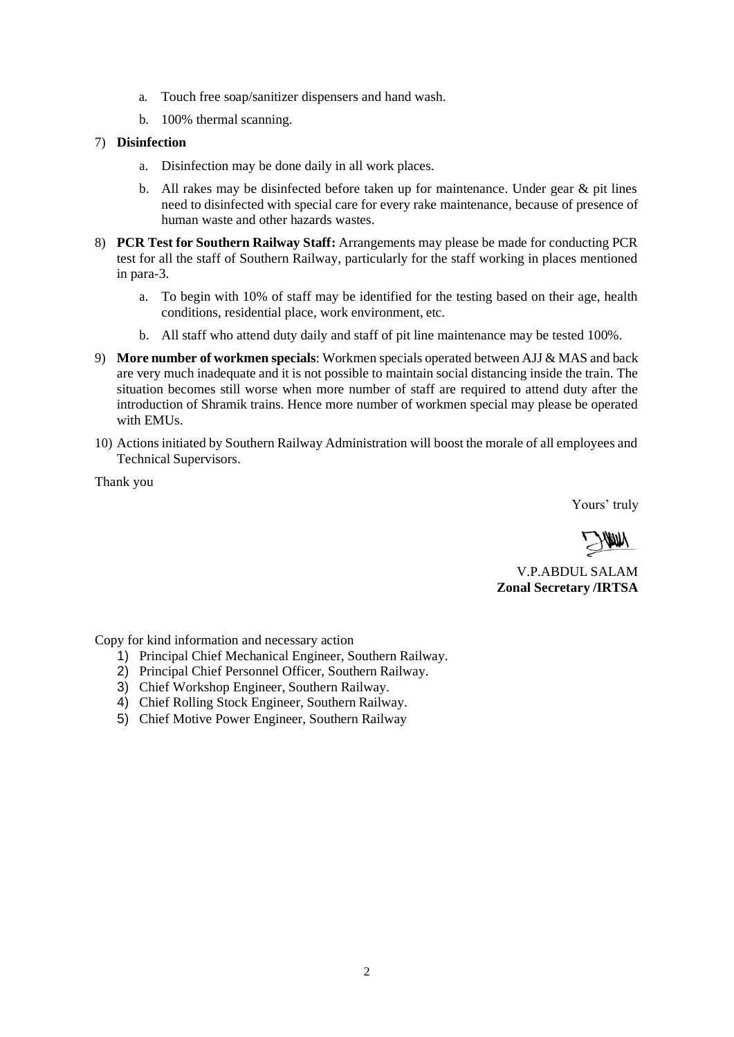a. Touch free soap/sanitizer dispensers and hand wash.
   b. 100% thermal scanning.

7) **Disinfection**
   a. Disinfection may be done daily in all work places.
   b. All rakes may be disinfected before taken up for maintenance. Under gear & pit lines need to disinfected with special care for every rake maintenance, because of presence of human waste and other hazards wastes.

8) **PCR Test for Southern Railway Staff:** Arrangements may please be made for conducting PCR test for all the staff of Southern Railway, particularly for the staff working in places mentioned in para-3.
   a. To begin with 10% of staff may be identified for the testing based on their age, health conditions, residential place, work environment, etc.
   b. All staff who attend duty daily and staff of pit line maintenance may be tested 100%.

9) **More number of workmen specials**: Workmen specials operated between AJJ & MAS and back are very much inadequate and it is not possible to maintain social distancing inside the train. The situation becomes still worse when more number of staff are required to attend duty after the introduction of Shramik trains. Hence more number of workmen special may please be operated with EMUs.

10) Actions initiated by Southern Railway Administration will boost the morale of all employees and Technical Supervisors.

Thank you

Yours' truly

V.P.ABDUL SALAM
**Zonal Secretary /IRTSA**

Copy for kind information and necessary action

1) Principal Chief Mechanical Engineer, Southern Railway.
2) Principal Chief Personnel Officer, Southern Railway.
3) Chief Workshop Engineer, Southern Railway.
4) Chief Rolling Stock Engineer, Southern Railway.
5) Chief Motive Power Engineer, Southern Railway